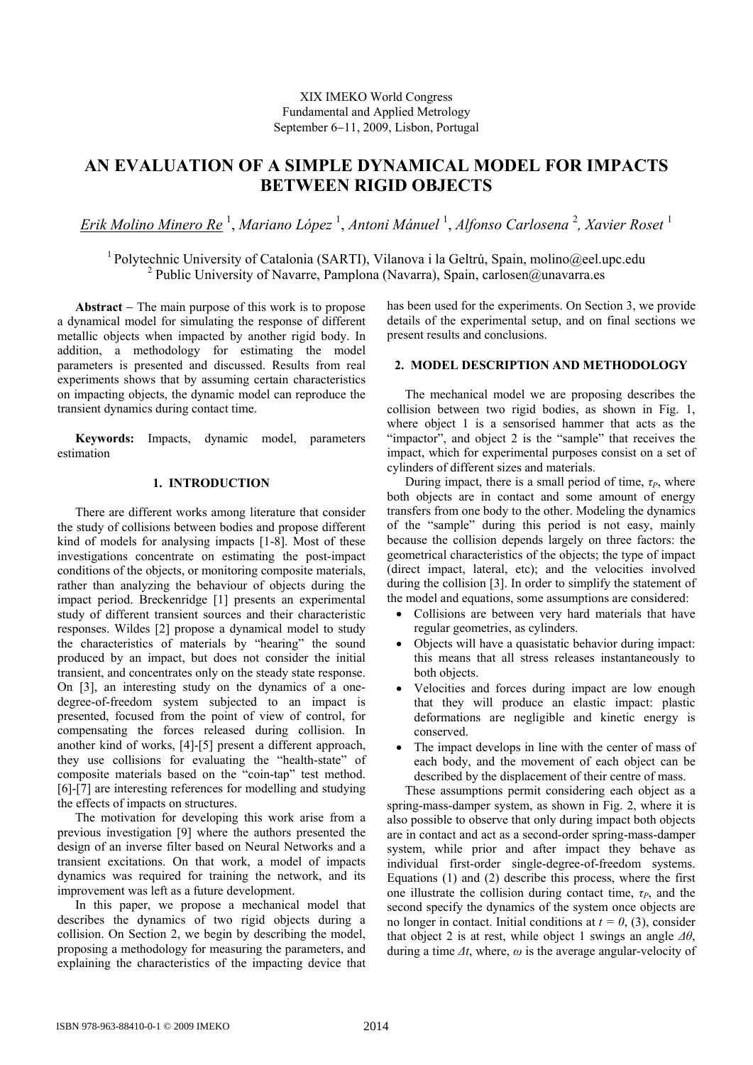XIX IMEKO World Congress
Fundamental and Applied Metrology
September 6−11, 2009, Lisbon, Portugal

# AN EVALUATION OF A SIMPLE DYNAMICAL MODEL FOR IMPACTS BETWEEN RIGID OBJECTS

*Erik Molino Minero Re* [1], *Mariano López* [1], *Antoni Mánuel* [1], *Alfonso Carlosena* [2], *Xavier Roset* [1]

[1] Polytechnic University of Catalonia (SARTI), Vilanova i la Geltrú, Spain, molino@eel.upc.edu
[2] Public University of Navarre, Pamplona (Navarra), Spain, carlosen@unavarra.es

**Abstract** − The main purpose of this work is to propose a dynamical model for simulating the response of different metallic objects when impacted by another rigid body. In addition, a methodology for estimating the model parameters is presented and discussed. Results from real experiments shows that by assuming certain characteristics on impacting objects, the dynamic model can reproduce the transient dynamics during contact time.

**Keywords:** Impacts, dynamic model, parameters estimation

## 1. INTRODUCTION

There are different works among literature that consider the study of collisions between bodies and propose different kind of models for analysing impacts [1-8]. Most of these investigations concentrate on estimating the post-impact conditions of the objects, or monitoring composite materials, rather than analyzing the behaviour of objects during the impact period. Breckenridge [1] presents an experimental study of different transient sources and their characteristic responses. Wildes [2] propose a dynamical model to study the characteristics of materials by "hearing" the sound produced by an impact, but does not consider the initial transient, and concentrates only on the steady state response. On [3], an interesting study on the dynamics of a one-degree-of-freedom system subjected to an impact is presented, focused from the point of view of control, for compensating the forces released during collision. In another kind of works, [4]-[5] present a different approach, they use collisions for evaluating the "health-state" of composite materials based on the "coin-tap" test method. [6]-[7] are interesting references for modelling and studying the effects of impacts on structures.

The motivation for developing this work arise from a previous investigation [9] where the authors presented the design of an inverse filter based on Neural Networks and a transient excitations. On that work, a model of impacts dynamics was required for training the network, and its improvement was left as a future development.

In this paper, we propose a mechanical model that describes the dynamics of two rigid objects during a collision. On Section 2, we begin by describing the model, proposing a methodology for measuring the parameters, and explaining the characteristics of the impacting device that has been used for the experiments. On Section 3, we provide details of the experimental setup, and on final sections we present results and conclusions.

## 2. MODEL DESCRIPTION AND METHODOLOGY

The mechanical model we are proposing describes the collision between two rigid bodies, as shown in Fig. 1, where object 1 is a sensorised hammer that acts as the "impactor", and object 2 is the "sample" that receives the impact, which for experimental purposes consist on a set of cylinders of different sizes and materials.

During impact, there is a small period of time, $\tau_P$, where both objects are in contact and some amount of energy transfers from one body to the other. Modeling the dynamics of the "sample" during this period is not easy, mainly because the collision depends largely on three factors: the geometrical characteristics of the objects; the type of impact (direct impact, lateral, etc); and the velocities involved during the collision [3]. In order to simplify the statement of the model and equations, some assumptions are considered:

- Collisions are between very hard materials that have regular geometries, as cylinders.
- Objects will have a quasistatic behavior during impact: this means that all stress releases instantaneously to both objects.
- Velocities and forces during impact are low enough that they will produce an elastic impact: plastic deformations are negligible and kinetic energy is conserved.
- The impact develops in line with the center of mass of each body, and the movement of each object can be described by the displacement of their centre of mass.

These assumptions permit considering each object as a spring-mass-damper system, as shown in Fig. 2, where it is also possible to observe that only during impact both objects are in contact and act as a second-order spring-mass-damper system, while prior and after impact they behave as individual first-order single-degree-of-freedom systems. Equations (1) and (2) describe this process, where the first one illustrate the collision during contact time, $\tau_P$, and the second specify the dynamics of the system once objects are no longer in contact. Initial conditions at $t = 0$, (3), consider that object 2 is at rest, while object 1 swings an angle $\Delta\theta$, during a time $\Delta t$, where, $\omega$ is the average angular-velocity of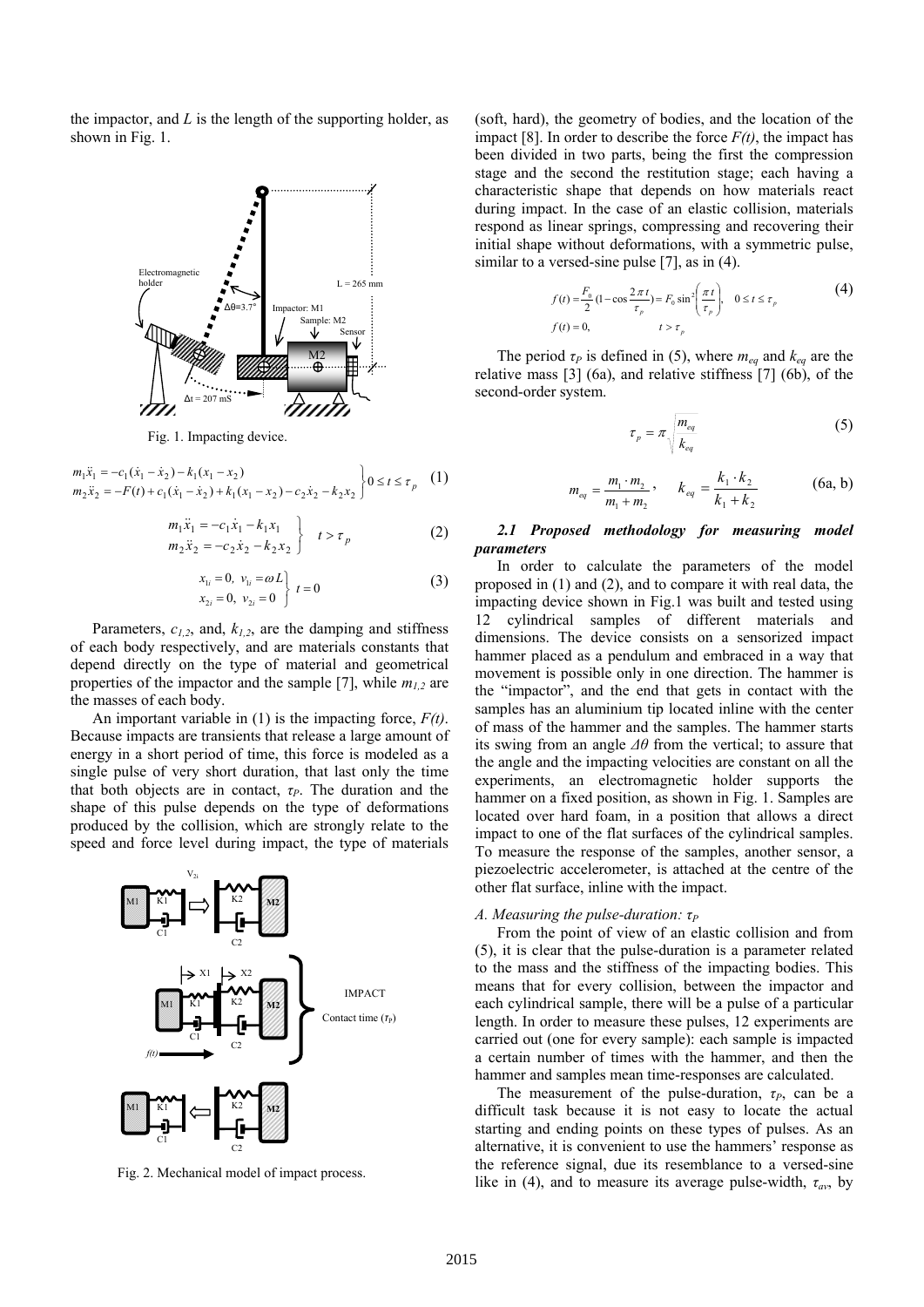the impactor, and $L$ is the length of the supporting holder, as shown in Fig. 1.

Fig. 1. Impacting device.

$$\left.\begin{aligned} m_1\ddot{x}_1 &= -c_1(\dot{x}_1-\dot{x}_2)-k_1(x_1-x_2) \\ m_2\ddot{x}_2 &= -F(t)+c_1(\dot{x}_1-\dot{x}_2)+k_1(x_1-x_2)-c_2\dot{x}_2-k_2x_2 \end{aligned}\right\} 0\le t\le \tau_p \quad (1)$$

$$\left.\begin{aligned} m_1\ddot{x}_1 &= -c_1\dot{x}_1-k_1x_1 \\ m_2\ddot{x}_2 &= -c_2\dot{x}_2-k_2x_2 \end{aligned}\right\} \quad t>\tau_p \quad (2)$$

$$\left.\begin{aligned} x_{1i}=0,\ v_{1i}=\omega L \\ x_{2i}=0,\ v_{2i}=0 \end{aligned}\right\} \quad t=0 \quad (3)$$

Parameters, $c_{1,2}$, and, $k_{1,2}$, are the damping and stiffness of each body respectively, and are materials constants that depend directly on the type of material and geometrical properties of the impactor and the sample [7], while $m_{1,2}$ are the masses of each body.

An important variable in (1) is the impacting force, $F(t)$. Because impacts are transients that release a large amount of energy in a short period of time, this force is modeled as a single pulse of very short duration, that last only the time that both objects are in contact, $\tau_P$. The duration and the shape of this pulse depends on the type of deformations produced by the collision, which are strongly relate to the speed and force level during impact, the type of materials (soft, hard), the geometry of bodies, and the location of the impact [8]. In order to describe the force $F(t)$, the impact has been divided in two parts, being the first the compression stage and the second the restitution stage; each having a characteristic shape that depends on how materials react during impact. In the case of an elastic collision, materials respond as linear springs, compressing and recovering their initial shape without deformations, with a symmetric pulse, similar to a versed-sine pulse [7], as in (4).

Fig. 2. Mechanical model of impact process.

$$\begin{aligned} f(t) &= \frac{F_0}{2}\left(1-\cos\frac{2\pi t}{\tau_p}\right)=F_0\sin^2\left(\frac{\pi t}{\tau_p}\right), \quad 0\le t\le \tau_p \\ f(t) &= 0, \qquad t>\tau_p \end{aligned} \quad (4)$$

The period $\tau_P$ is defined in (5), where $m_{eq}$ and $k_{eq}$ are the relative mass [3] (6a), and relative stiffness [7] (6b), of the second-order system.

$$\tau_p=\pi\sqrt{\frac{m_{eq}}{k_{eq}}} \quad (5)$$

$$m_{eq}=\frac{m_1\cdot m_2}{m_1+m_2}, \qquad k_{eq}=\frac{k_1\cdot k_2}{k_1+k_2} \quad (6a, b)$$

### *2.1 Proposed methodology for measuring model parameters*

In order to calculate the parameters of the model proposed in (1) and (2), and to compare it with real data, the impacting device shown in Fig.1 was built and tested using 12 cylindrical samples of different materials and dimensions. The device consists on a sensorized impact hammer placed as a pendulum and embraced in a way that movement is possible only in one direction. The hammer is the "impactor", and the end that gets in contact with the samples has an aluminium tip located inline with the center of mass of the hammer and the samples. The hammer starts its swing from an angle $\Delta\theta$ from the vertical; to assure that the angle and the impacting velocities are constant on all the experiments, an electromagnetic holder supports the hammer on a fixed position, as shown in Fig. 1. Samples are located over hard foam, in a position that allows a direct impact to one of the flat surfaces of the cylindrical samples. To measure the response of the samples, another sensor, a piezoelectric accelerometer, is attached at the centre of the other flat surface, inline with the impact.

#### *A. Measuring the pulse-duration: $\tau_P$*

From the point of view of an elastic collision and from (5), it is clear that the pulse-duration is a parameter related to the mass and the stiffness of the impacting bodies. This means that for every collision, between the impactor and each cylindrical sample, there will be a pulse of a particular length. In order to measure these pulses, 12 experiments are carried out (one for every sample): each sample is impacted a certain number of times with the hammer, and then the hammer and samples mean time-responses are calculated.

The measurement of the pulse-duration, $\tau_P$, can be a difficult task because it is not easy to locate the actual starting and ending points on these types of pulses. As an alternative, it is convenient to use the hammers' response as the reference signal, due its resemblance to a versed-sine like in (4), and to measure its average pulse-width, $\tau_{av}$, by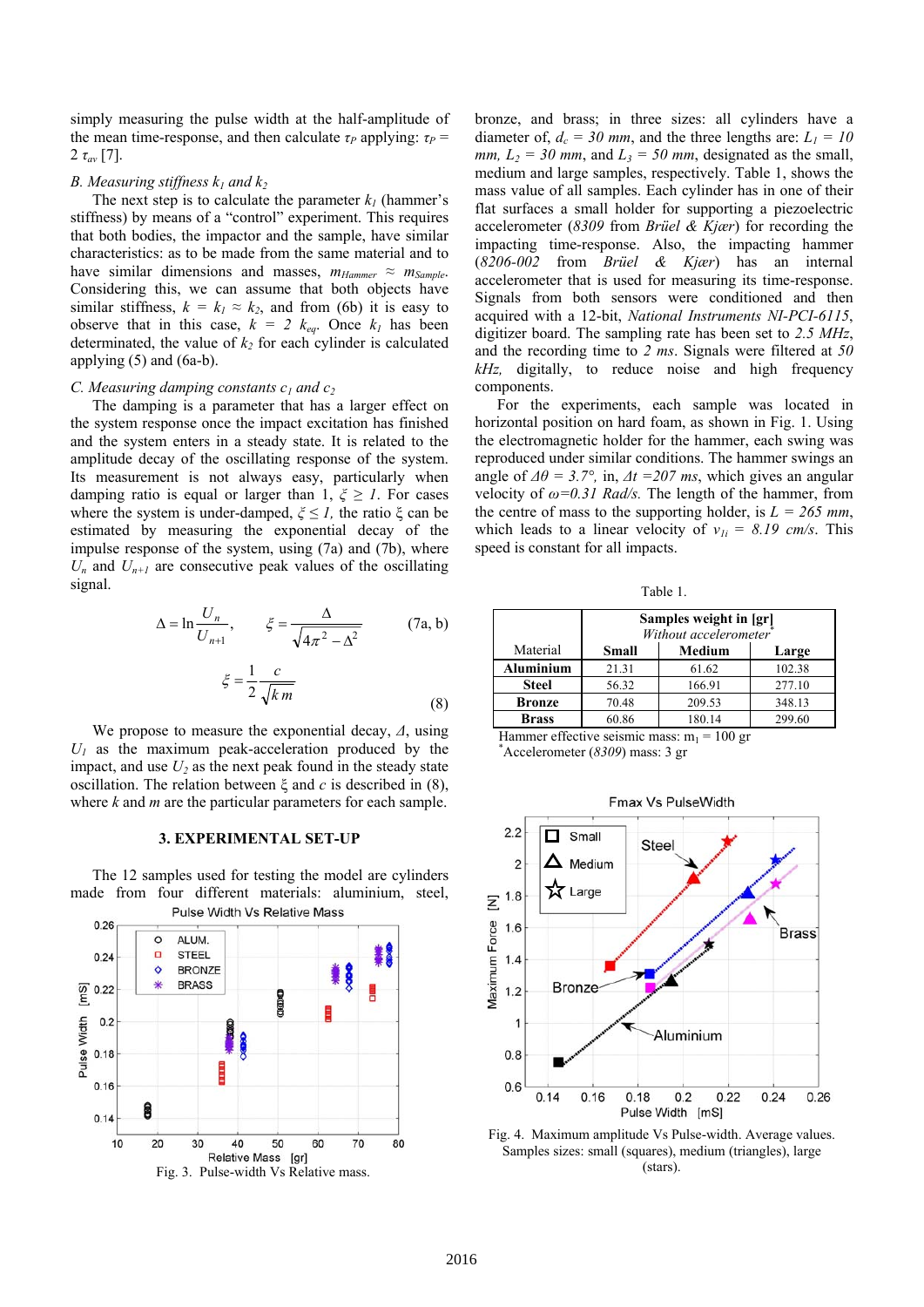simply measuring the pulse width at the half-amplitude of the mean time-response, and then calculate $\tau_P$ applying: $\tau_P = 2\,\tau_{av}$ [7].

### B. Measuring stiffness $k_1$ and $k_2$

The next step is to calculate the parameter $k_1$ (hammer's stiffness) by means of a "control" experiment. This requires that both bodies, the impactor and the sample, have similar characteristics: as to be made from the same material and to have similar dimensions and masses, $m_{Hammer} \approx m_{Sample}$. Considering this, we can assume that both objects have similar stiffness, $k = k_1 \approx k_2$, and from (6b) it is easy to observe that in this case, $k = 2\,k_{eq}$. Once $k_1$ has been determinated, the value of $k_2$ for each cylinder is calculated applying (5) and (6a-b).

### C. Measuring damping constants $c_1$ and $c_2$

The damping is a parameter that has a larger effect on the system response once the impact excitation has finished and the system enters in a steady state. It is related to the amplitude decay of the oscillating response of the system. Its measurement is not always easy, particularly when damping ratio is equal or larger than 1, $\xi \geq 1$. For cases where the system is under-damped, $\xi \leq 1$, the ratio $\xi$ can be estimated by measuring the exponential decay of the impulse response of the system, using (7a) and (7b), where $U_n$ and $U_{n+1}$ are consecutive peak values of the oscillating signal.

$$\Delta = \ln\frac{U_n}{U_{n+1}}, \qquad \xi = \frac{\Delta}{\sqrt{4\pi^2 - \Delta^2}} \tag{7a, b}$$

$$\xi = \frac{1}{2}\frac{c}{\sqrt{k\,m}} \tag{8}$$

We propose to measure the exponential decay, $\Delta$, using $U_1$ as the maximum peak-acceleration produced by the impact, and use $U_2$ as the next peak found in the steady state oscillation. The relation between $\xi$ and $c$ is described in (8), where $k$ and $m$ are the particular parameters for each sample.

## 3. EXPERIMENTAL SET-UP

The 12 samples used for testing the model are cylinders made from four different materials: aluminium, steel, bronze, and brass; in three sizes: all cylinders have a diameter of, $d_c = 30$ *mm*, and the three lengths are: $L_1 = 10$ *mm*, $L_2 = 30$ *mm*, and $L_3 = 50$ *mm*, designated as the small, medium and large samples, respectively. Table 1, shows the mass value of all samples. Each cylinder has in one of their flat surfaces a small holder for supporting a piezoelectric accelerometer (*8309* from *Brüel & Kjær*) for recording the impacting time-response. Also, the impacting hammer (*8206-002* from *Brüel & Kjær*) has an internal accelerometer that is used for measuring its time-response. Signals from both sensors were conditioned and then acquired with a 12-bit, *National Instruments NI-PCI-6115*, digitizer board. The sampling rate has been set to *2.5 MHz*, and the recording time to *2 ms*. Signals were filtered at *50 kHz*, digitally, to reduce noise and high frequency components.

For the experiments, each sample was located in horizontal position on hard foam, as shown in Fig. 1. Using the electromagnetic holder for the hammer, each swing was reproduced under similar conditions. The hammer swings an angle of $\Delta\theta = 3.7°$, in, $\Delta t = 207$ *ms*, which gives an angular velocity of $\omega = 0.31$ *Rad/s*. The length of the hammer, from the centre of mass to the supporting holder, is $L = 265$ *mm*, which leads to a linear velocity of $v_{1i} = 8.19$ *cm/s*. This speed is constant for all impacts.

Table 1.

| Material | Samples weight in [gr] *Without accelerometer** | | |
|---|---|---|---|
| | **Small** | **Medium** | **Large** |
| **Aluminium** | 21.31 | 61.62 | 102.38 |
| **Steel** | 56.32 | 166.91 | 277.10 |
| **Bronze** | 70.48 | 209.53 | 348.13 |
| **Brass** | 60.86 | 180.14 | 299.60 |

Hammer effective seismic mass: $m_1 = 100$ gr
*Accelerometer (*8309*) mass: 3 gr

Fig. 3. Pulse-width Vs Relative mass.

Fig. 4. Maximum amplitude Vs Pulse-width. Average values. Samples sizes: small (squares), medium (triangles), large (stars).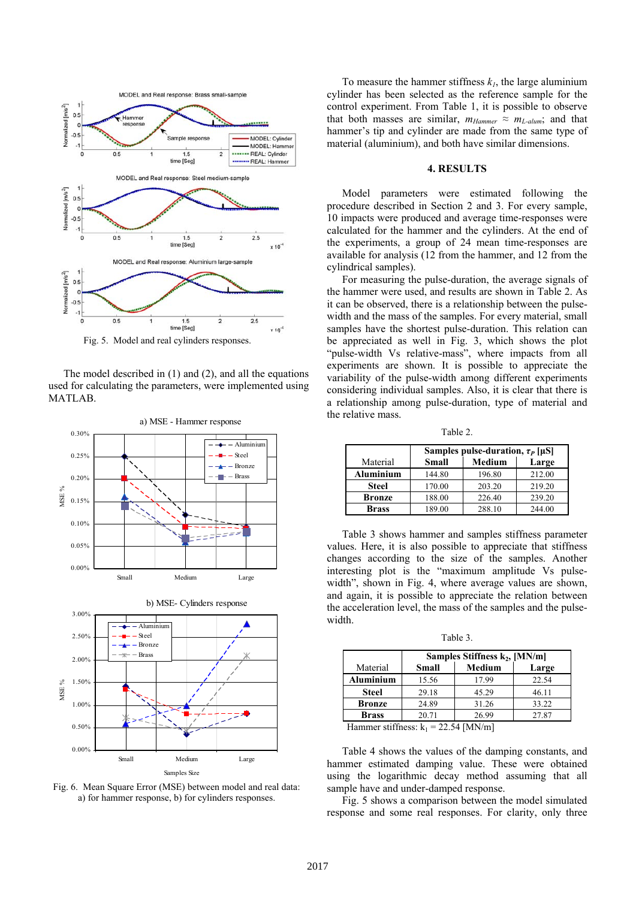Fig. 5. Model and real cylinders responses.

The model described in (1) and (2), and all the equations used for calculating the parameters, were implemented using MATLAB.

Fig. 6. Mean Square Error (MSE) between model and real data: a) for hammer response, b) for cylinders responses.

To measure the hammer stiffness $k_1$, the large aluminium cylinder has been selected as the reference sample for the control experiment. From Table 1, it is possible to observe that both masses are similar, $m_{Hammer} \approx m_{L\text{-}alum}$; and that hammer's tip and cylinder are made from the same type of material (aluminium), and both have similar dimensions.

## 4. RESULTS

Model parameters were estimated following the procedure described in Section 2 and 3. For every sample, 10 impacts were produced and average time-responses were calculated for the hammer and the cylinders. At the end of the experiments, a group of 24 mean time-responses are available for analysis (12 from the hammer, and 12 from the cylindrical samples).

For measuring the pulse-duration, the average signals of the hammer were used, and results are shown in Table 2. As it can be observed, there is a relationship between the pulse-width and the mass of the samples. For every material, small samples have the shortest pulse-duration. This relation can be appreciated as well in Fig. 3, which shows the plot "pulse-width Vs relative-mass", where impacts from all experiments are shown. It is possible to appreciate the variability of the pulse-width among different experiments considering individual samples. Also, it is clear that there is a relationship among pulse-duration, type of material and the relative mass.

Table 2.

| Material | Samples pulse-duration, $\tau_P$ [µS] | | |
|---|---|---|---|
| | **Small** | **Medium** | **Large** |
| **Aluminium** | 144.80 | 196.80 | 212.00 |
| **Steel** | 170.00 | 203.20 | 219.20 |
| **Bronze** | 188.00 | 226.40 | 239.20 |
| **Brass** | 189.00 | 288.10 | 244.00 |

Table 3 shows hammer and samples stiffness parameter values. Here, it is also possible to appreciate that stiffness changes according to the size of the samples. Another interesting plot is the "maximum amplitude Vs pulse-width", shown in Fig. 4, where average values are shown, and again, it is possible to appreciate the relation between the acceleration level, the mass of the samples and the pulse-width.

Table 3.

| Material | Samples Stiffness $k_2$, [MN/m] | | |
|---|---|---|---|
| | **Small** | **Medium** | **Large** |
| **Aluminium** | 15.56 | 17.99 | 22.54 |
| **Steel** | 29.18 | 45.29 | 46.11 |
| **Bronze** | 24.89 | 31.26 | 33.22 |
| **Brass** | 20.71 | 26.99 | 27.87 |

Hammer stiffness: $k_1$ = 22.54 [MN/m]

Table 4 shows the values of the damping constants, and hammer estimated damping value. These were obtained using the logarithmic decay method assuming that all sample have and under-damped response.

Fig. 5 shows a comparison between the model simulated response and some real responses. For clarity, only three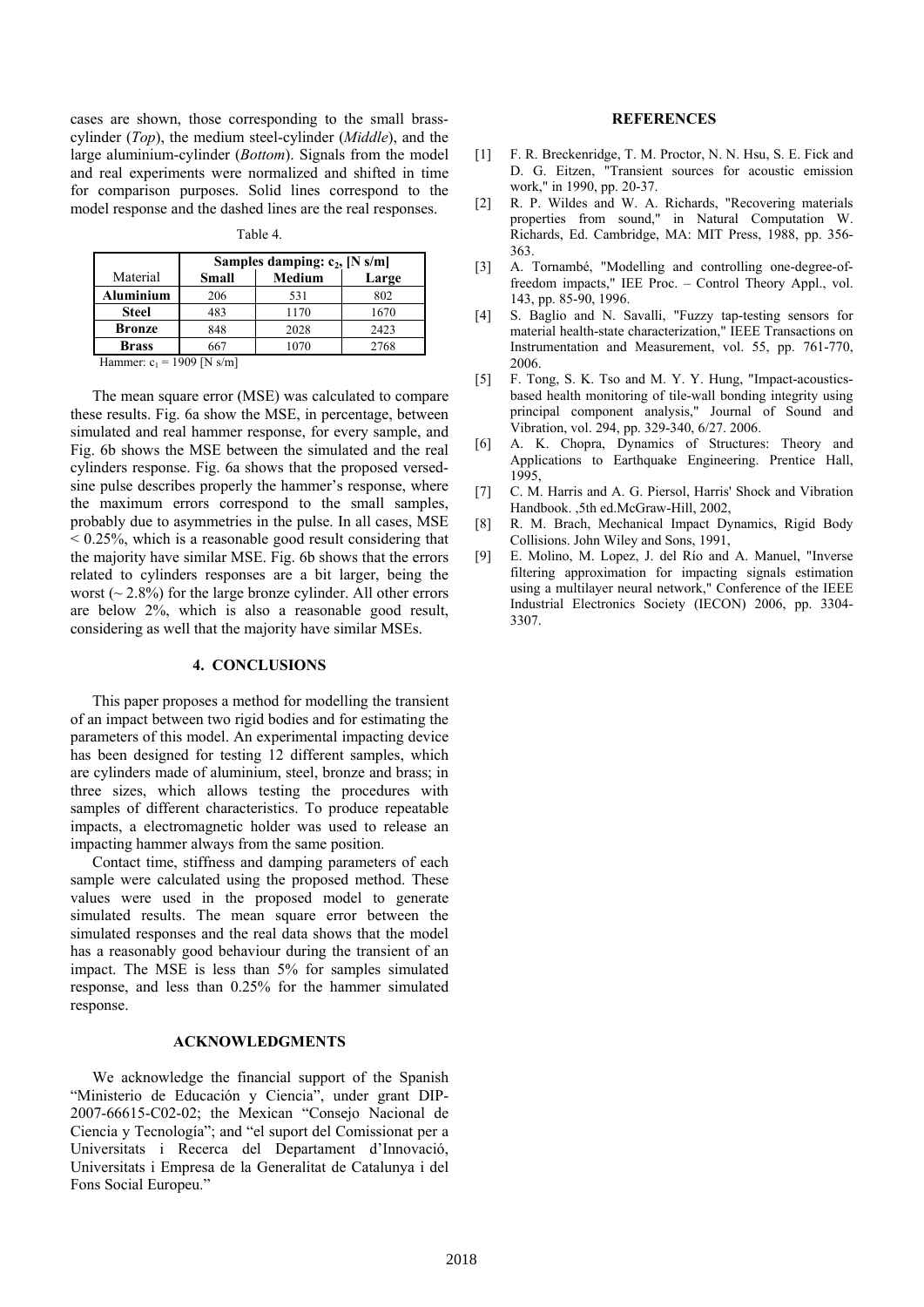cases are shown, those corresponding to the small brass-cylinder (*Top*), the medium steel-cylinder (*Middle*), and the large aluminium-cylinder (*Bottom*). Signals from the model and real experiments were normalized and shifted in time for comparison purposes. Solid lines correspond to the model response and the dashed lines are the real responses.

Table 4.

| | **Samples damping: $c_2$, [N s/m]** | | |
|---|---|---|---|
| Material | **Small** | **Medium** | **Large** |
| **Aluminium** | 206 | 531 | 802 |
| **Steel** | 483 | 1170 | 1670 |
| **Bronze** | 848 | 2028 | 2423 |
| **Brass** | 667 | 1070 | 2768 |

Hammer: $c_1$ = 1909 [N s/m]

The mean square error (MSE) was calculated to compare these results. Fig. 6a show the MSE, in percentage, between simulated and real hammer response, for every sample, and Fig. 6b shows the MSE between the simulated and the real cylinders response. Fig. 6a shows that the proposed versed-sine pulse describes properly the hammer's response, where the maximum errors correspond to the small samples, probably due to asymmetries in the pulse. In all cases, MSE < 0.25%, which is a reasonable good result considering that the majority have similar MSE. Fig. 6b shows that the errors related to cylinders responses are a bit larger, being the worst (~ 2.8%) for the large bronze cylinder. All other errors are below 2%, which is also a reasonable good result, considering as well that the majority have similar MSEs.

## 4. CONCLUSIONS

This paper proposes a method for modelling the transient of an impact between two rigid bodies and for estimating the parameters of this model. An experimental impacting device has been designed for testing 12 different samples, which are cylinders made of aluminium, steel, bronze and brass; in three sizes, which allows testing the procedures with samples of different characteristics. To produce repeatable impacts, a electromagnetic holder was used to release an impacting hammer always from the same position.

Contact time, stiffness and damping parameters of each sample were calculated using the proposed method. These values were used in the proposed model to generate simulated results. The mean square error between the simulated responses and the real data shows that the model has a reasonably good behaviour during the transient of an impact. The MSE is less than 5% for samples simulated response, and less than 0.25% for the hammer simulated response.

## ACKNOWLEDGMENTS

We acknowledge the financial support of the Spanish "Ministerio de Educación y Ciencia", under grant DIP-2007-66615-C02-02; the Mexican "Consejo Nacional de Ciencia y Tecnología"; and "el suport del Comissionat per a Universitats i Recerca del Departament d'Innovació, Universitats i Empresa de la Generalitat de Catalunya i del Fons Social Europeu."

## REFERENCES

[1] F. R. Breckenridge, T. M. Proctor, N. N. Hsu, S. E. Fick and D. G. Eitzen, "Transient sources for acoustic emission work," in 1990, pp. 20-37.

[2] R. P. Wildes and W. A. Richards, "Recovering materials properties from sound," in Natural Computation W. Richards, Ed. Cambridge, MA: MIT Press, 1988, pp. 356-363.

[3] A. Tornambé, "Modelling and controlling one-degree-of-freedom impacts," IEE Proc. – Control Theory Appl., vol. 143, pp. 85-90, 1996.

[4] S. Baglio and N. Savalli, "Fuzzy tap-testing sensors for material health-state characterization," IEEE Transactions on Instrumentation and Measurement, vol. 55, pp. 761-770, 2006.

[5] F. Tong, S. K. Tso and M. Y. Y. Hung, "Impact-acoustics-based health monitoring of tile-wall bonding integrity using principal component analysis," Journal of Sound and Vibration, vol. 294, pp. 329-340, 6/27. 2006.

[6] A. K. Chopra, Dynamics of Structures: Theory and Applications to Earthquake Engineering. Prentice Hall, 1995,

[7] C. M. Harris and A. G. Piersol, Harris' Shock and Vibration Handbook. ,5th ed.McGraw-Hill, 2002,

[8] R. M. Brach, Mechanical Impact Dynamics, Rigid Body Collisions. John Wiley and Sons, 1991,

[9] E. Molino, M. Lopez, J. del Río and A. Manuel, "Inverse filtering approximation for impacting signals estimation using a multilayer neural network," Conference of the IEEE Industrial Electronics Society (IECON) 2006, pp. 3304-3307.